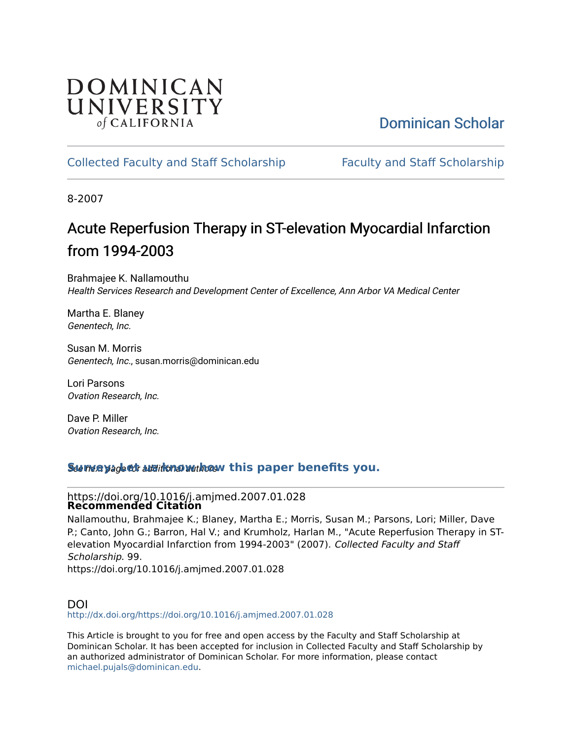DOMINICAN UNIVERSITY *of* CALIFORNIA

Dominican Scholar

Collected Faculty and Staff Scholarship | Faculty and Staff Scholarship

8-2007

# Acute Reperfusion Therapy in ST-elevation Myocardial Infarction from 1994-2003

Brahmajee K. Nallamouthu
*Health Services Research and Development Center of Excellence, Ann Arbor VA Medical Center*

Martha E. Blaney
*Genentech, Inc.*

Susan M. Morris
*Genentech, Inc.*, susan.morris@dominican.edu

Lori Parsons
*Ovation Research, Inc.*

Dave P. Miller
*Ovation Research, Inc.*

*See next page for additional authors*

**Survey: Let us know how this paper benefits you.**

https://doi.org/10.1016/j.amjmed.2007.01.028

**Recommended Citation**

Nallamouthu, Brahmajee K.; Blaney, Martha E.; Morris, Susan M.; Parsons, Lori; Miller, Dave P.; Canto, John G.; Barron, Hal V.; and Krumholz, Harlan M., "Acute Reperfusion Therapy in ST-elevation Myocardial Infarction from 1994-2003" (2007). *Collected Faculty and Staff Scholarship*. 99.
https://doi.org/10.1016/j.amjmed.2007.01.028

## DOI

http://dx.doi.org/https://doi.org/10.1016/j.amjmed.2007.01.028

This Article is brought to you for free and open access by the Faculty and Staff Scholarship at Dominican Scholar. It has been accepted for inclusion in Collected Faculty and Staff Scholarship by an authorized administrator of Dominican Scholar. For more information, please contact michael.pujals@dominican.edu.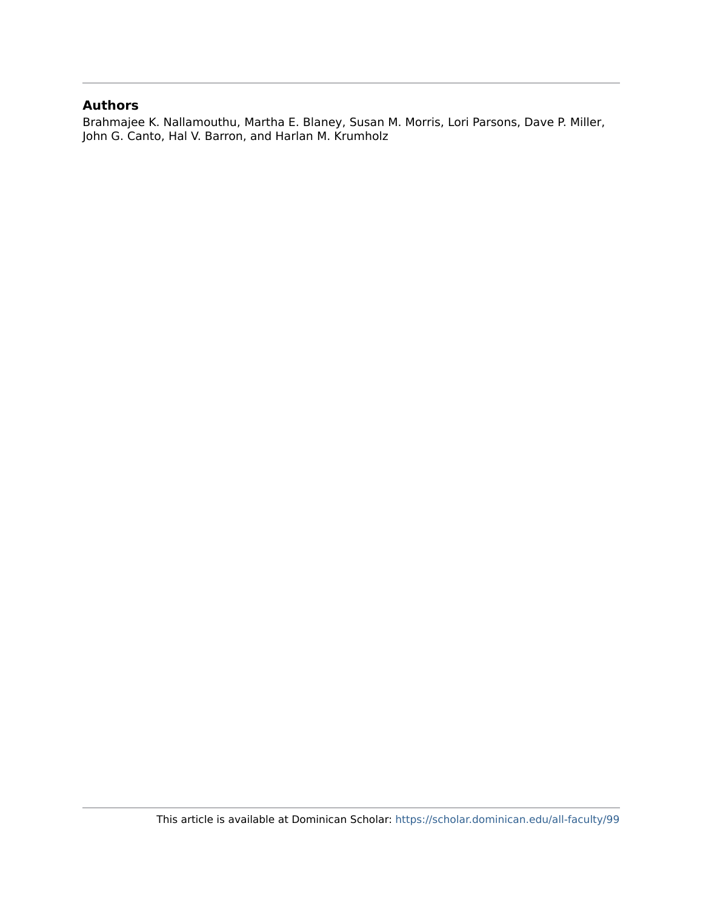## Authors

Brahmajee K. Nallamouthu, Martha E. Blaney, Susan M. Morris, Lori Parsons, Dave P. Miller, John G. Canto, Hal V. Barron, and Harlan M. Krumholz

This article is available at Dominican Scholar: https://scholar.dominican.edu/all-faculty/99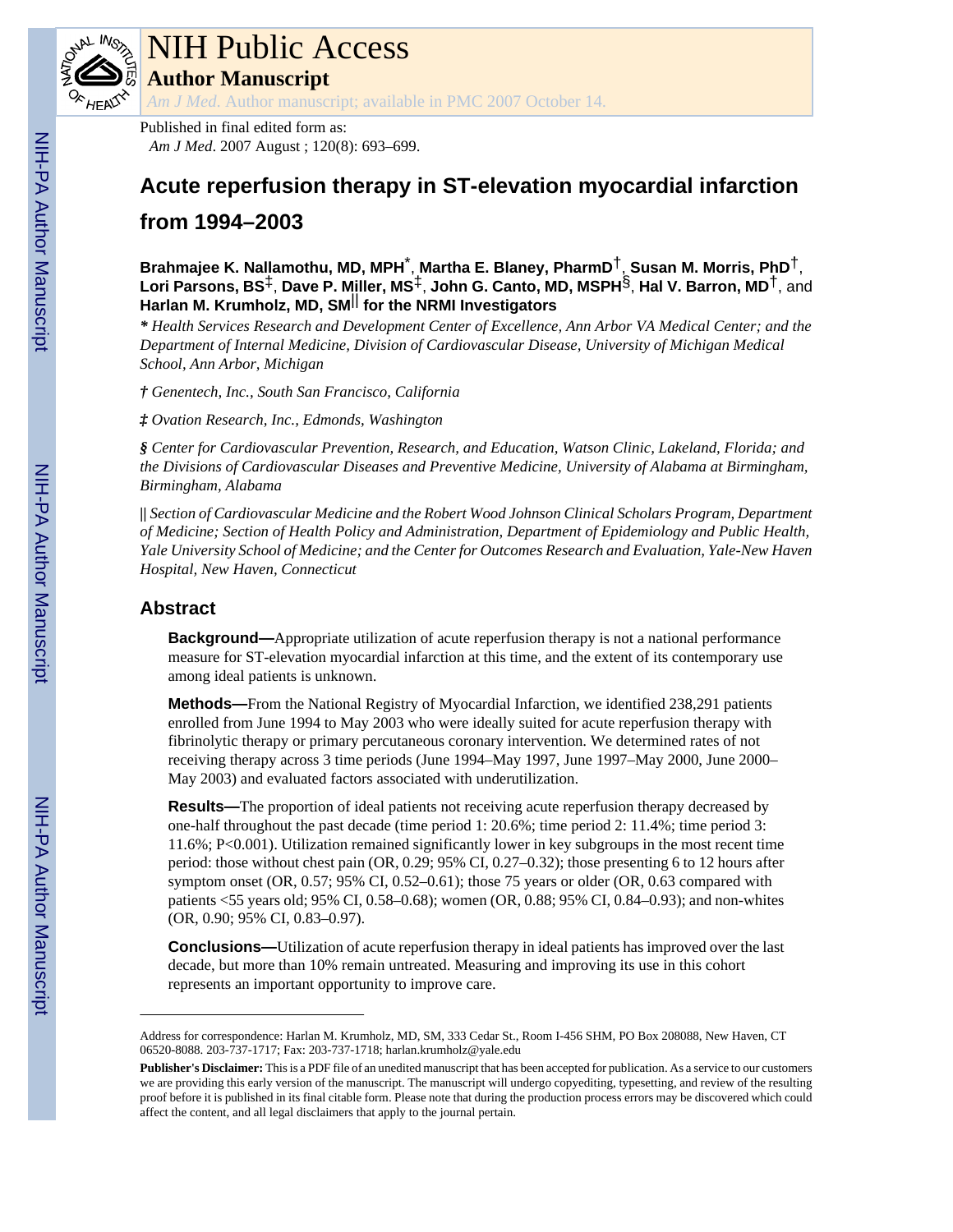# NIH Public Access

## Author Manuscript

*Am J Med*. Author manuscript; available in PMC 2007 October 14.

Published in final edited form as:

*Am J Med*. 2007 August ; 120(8): 693–699.

# Acute reperfusion therapy in ST-elevation myocardial infarction from 1994–2003

**Brahmajee K. Nallamothu, MD, MPH**[*], **Martha E. Blaney, PharmD**[†], **Susan M. Morris, PhD**[†], **Lori Parsons, BS**[‡], **Dave P. Miller, MS**[‡], **John G. Canto, MD, MSPH**[§], **Hal V. Barron, MD**[†], and **Harlan M. Krumholz, MD, SM**[||] **for the NRMI Investigators**

*\* Health Services Research and Development Center of Excellence, Ann Arbor VA Medical Center; and the Department of Internal Medicine, Division of Cardiovascular Disease, University of Michigan Medical School, Ann Arbor, Michigan*

*† Genentech, Inc., South San Francisco, California*

*‡ Ovation Research, Inc., Edmonds, Washington*

*§ Center for Cardiovascular Prevention, Research, and Education, Watson Clinic, Lakeland, Florida; and the Divisions of Cardiovascular Diseases and Preventive Medicine, University of Alabama at Birmingham, Birmingham, Alabama*

*|| Section of Cardiovascular Medicine and the Robert Wood Johnson Clinical Scholars Program, Department of Medicine; Section of Health Policy and Administration, Department of Epidemiology and Public Health, Yale University School of Medicine; and the Center for Outcomes Research and Evaluation, Yale-New Haven Hospital, New Haven, Connecticut*

## Abstract

**Background—**Appropriate utilization of acute reperfusion therapy is not a national performance measure for ST-elevation myocardial infarction at this time, and the extent of its contemporary use among ideal patients is unknown.

**Methods—**From the National Registry of Myocardial Infarction, we identified 238,291 patients enrolled from June 1994 to May 2003 who were ideally suited for acute reperfusion therapy with fibrinolytic therapy or primary percutaneous coronary intervention. We determined rates of not receiving therapy across 3 time periods (June 1994–May 1997, June 1997–May 2000, June 2000–May 2003) and evaluated factors associated with underutilization.

**Results—**The proportion of ideal patients not receiving acute reperfusion therapy decreased by one-half throughout the past decade (time period 1: 20.6%; time period 2: 11.4%; time period 3: 11.6%; P<0.001). Utilization remained significantly lower in key subgroups in the most recent time period: those without chest pain (OR, 0.29; 95% CI, 0.27–0.32); those presenting 6 to 12 hours after symptom onset (OR, 0.57; 95% CI, 0.52–0.61); those 75 years or older (OR, 0.63 compared with patients <55 years old; 95% CI, 0.58–0.68); women (OR, 0.88; 95% CI, 0.84–0.93); and non-whites (OR, 0.90; 95% CI, 0.83–0.97).

**Conclusions—**Utilization of acute reperfusion therapy in ideal patients has improved over the last decade, but more than 10% remain untreated. Measuring and improving its use in this cohort represents an important opportunity to improve care.

---

Address for correspondence: Harlan M. Krumholz, MD, SM, 333 Cedar St., Room I-456 SHM, PO Box 208088, New Haven, CT 06520-8088. 203-737-1717; Fax: 203-737-1718; harlan.krumholz@yale.edu

**Publisher's Disclaimer:** This is a PDF file of an unedited manuscript that has been accepted for publication. As a service to our customers we are providing this early version of the manuscript. The manuscript will undergo copyediting, typesetting, and review of the resulting proof before it is published in its final citable form. Please note that during the production process errors may be discovered which could affect the content, and all legal disclaimers that apply to the journal pertain.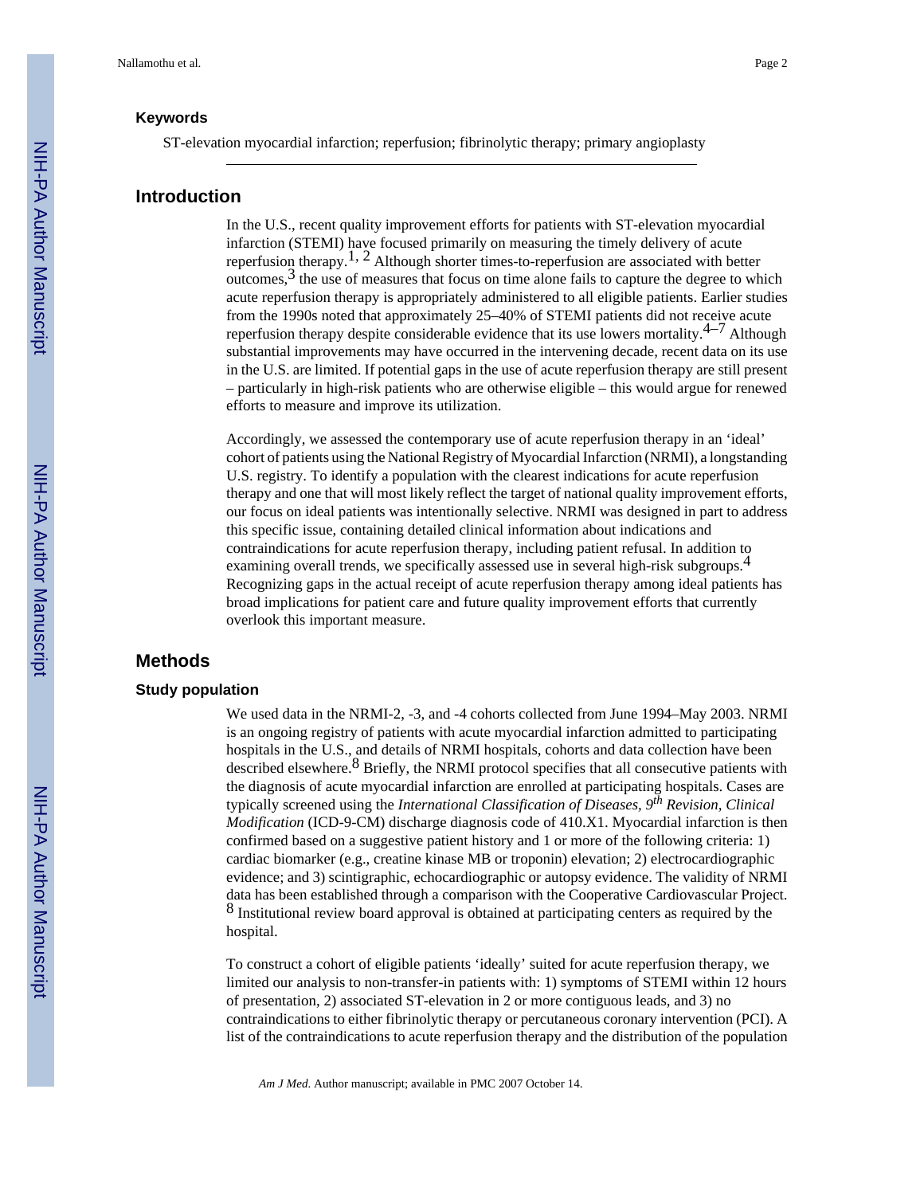### Keywords

ST-elevation myocardial infarction; reperfusion; fibrinolytic therapy; primary angioplasty

## Introduction

In the U.S., recent quality improvement efforts for patients with ST-elevation myocardial infarction (STEMI) have focused primarily on measuring the timely delivery of acute reperfusion therapy.[1, 2] Although shorter times-to-reperfusion are associated with better outcomes,[3] the use of measures that focus on time alone fails to capture the degree to which acute reperfusion therapy is appropriately administered to all eligible patients. Earlier studies from the 1990s noted that approximately 25–40% of STEMI patients did not receive acute reperfusion therapy despite considerable evidence that its use lowers mortality.[4–7] Although substantial improvements may have occurred in the intervening decade, recent data on its use in the U.S. are limited. If potential gaps in the use of acute reperfusion therapy are still present – particularly in high-risk patients who are otherwise eligible – this would argue for renewed efforts to measure and improve its utilization.

Accordingly, we assessed the contemporary use of acute reperfusion therapy in an 'ideal' cohort of patients using the National Registry of Myocardial Infarction (NRMI), a longstanding U.S. registry. To identify a population with the clearest indications for acute reperfusion therapy and one that will most likely reflect the target of national quality improvement efforts, our focus on ideal patients was intentionally selective. NRMI was designed in part to address this specific issue, containing detailed clinical information about indications and contraindications for acute reperfusion therapy, including patient refusal. In addition to examining overall trends, we specifically assessed use in several high-risk subgroups.[4] Recognizing gaps in the actual receipt of acute reperfusion therapy among ideal patients has broad implications for patient care and future quality improvement efforts that currently overlook this important measure.

## Methods

### Study population

We used data in the NRMI-2, -3, and -4 cohorts collected from June 1994–May 2003. NRMI is an ongoing registry of patients with acute myocardial infarction admitted to participating hospitals in the U.S., and details of NRMI hospitals, cohorts and data collection have been described elsewhere.[8] Briefly, the NRMI protocol specifies that all consecutive patients with the diagnosis of acute myocardial infarction are enrolled at participating hospitals. Cases are typically screened using the *International Classification of Diseases, 9th Revision, Clinical Modification* (ICD-9-CM) discharge diagnosis code of 410.X1. Myocardial infarction is then confirmed based on a suggestive patient history and 1 or more of the following criteria: 1) cardiac biomarker (e.g., creatine kinase MB or troponin) elevation; 2) electrocardiographic evidence; and 3) scintigraphic, echocardiographic or autopsy evidence. The validity of NRMI data has been established through a comparison with the Cooperative Cardiovascular Project.[8] Institutional review board approval is obtained at participating centers as required by the hospital.

To construct a cohort of eligible patients 'ideally' suited for acute reperfusion therapy, we limited our analysis to non-transfer-in patients with: 1) symptoms of STEMI within 12 hours of presentation, 2) associated ST-elevation in 2 or more contiguous leads, and 3) no contraindications to either fibrinolytic therapy or percutaneous coronary intervention (PCI). A list of the contraindications to acute reperfusion therapy and the distribution of the population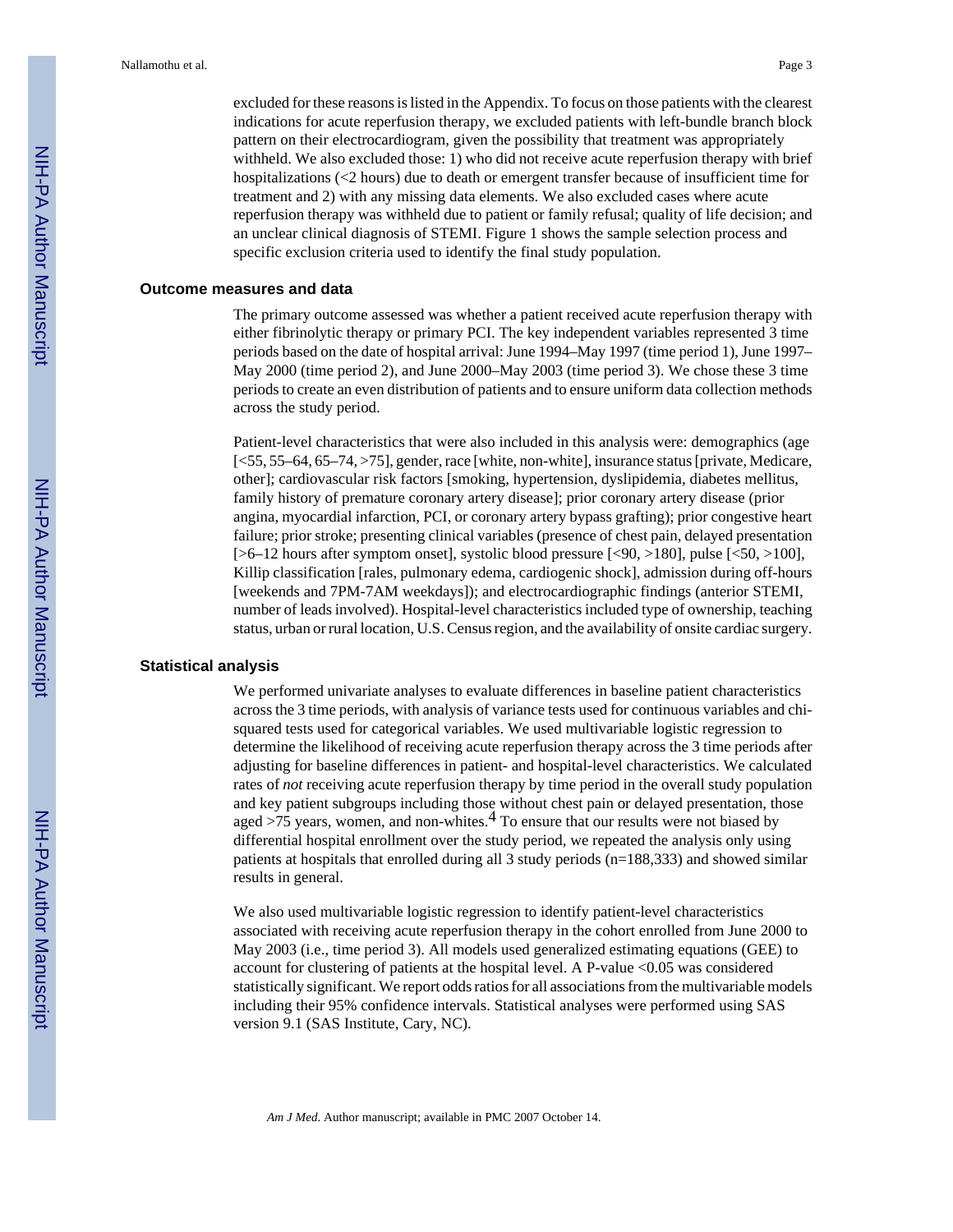excluded for these reasons is listed in the Appendix. To focus on those patients with the clearest indications for acute reperfusion therapy, we excluded patients with left-bundle branch block pattern on their electrocardiogram, given the possibility that treatment was appropriately withheld. We also excluded those: 1) who did not receive acute reperfusion therapy with brief hospitalizations (<2 hours) due to death or emergent transfer because of insufficient time for treatment and 2) with any missing data elements. We also excluded cases where acute reperfusion therapy was withheld due to patient or family refusal; quality of life decision; and an unclear clinical diagnosis of STEMI. Figure 1 shows the sample selection process and specific exclusion criteria used to identify the final study population.

### Outcome measures and data

The primary outcome assessed was whether a patient received acute reperfusion therapy with either fibrinolytic therapy or primary PCI. The key independent variables represented 3 time periods based on the date of hospital arrival: June 1994–May 1997 (time period 1), June 1997–May 2000 (time period 2), and June 2000–May 2003 (time period 3). We chose these 3 time periods to create an even distribution of patients and to ensure uniform data collection methods across the study period.

Patient-level characteristics that were also included in this analysis were: demographics (age [<55, 55–64, 65–74, >75], gender, race [white, non-white], insurance status [private, Medicare, other]; cardiovascular risk factors [smoking, hypertension, dyslipidemia, diabetes mellitus, family history of premature coronary artery disease]; prior coronary artery disease (prior angina, myocardial infarction, PCI, or coronary artery bypass grafting); prior congestive heart failure; prior stroke; presenting clinical variables (presence of chest pain, delayed presentation [>6–12 hours after symptom onset], systolic blood pressure [<90, >180], pulse [<50, >100], Killip classification [rales, pulmonary edema, cardiogenic shock], admission during off-hours [weekends and 7PM-7AM weekdays]); and electrocardiographic findings (anterior STEMI, number of leads involved). Hospital-level characteristics included type of ownership, teaching status, urban or rural location, U.S. Census region, and the availability of onsite cardiac surgery.

### Statistical analysis

We performed univariate analyses to evaluate differences in baseline patient characteristics across the 3 time periods, with analysis of variance tests used for continuous variables and chi-squared tests used for categorical variables. We used multivariable logistic regression to determine the likelihood of receiving acute reperfusion therapy across the 3 time periods after adjusting for baseline differences in patient- and hospital-level characteristics. We calculated rates of *not* receiving acute reperfusion therapy by time period in the overall study population and key patient subgroups including those without chest pain or delayed presentation, those aged >75 years, women, and non-whites.[4] To ensure that our results were not biased by differential hospital enrollment over the study period, we repeated the analysis only using patients at hospitals that enrolled during all 3 study periods (n=188,333) and showed similar results in general.

We also used multivariable logistic regression to identify patient-level characteristics associated with receiving acute reperfusion therapy in the cohort enrolled from June 2000 to May 2003 (i.e., time period 3). All models used generalized estimating equations (GEE) to account for clustering of patients at the hospital level. A P-value <0.05 was considered statistically significant. We report odds ratios for all associations from the multivariable models including their 95% confidence intervals. Statistical analyses were performed using SAS version 9.1 (SAS Institute, Cary, NC).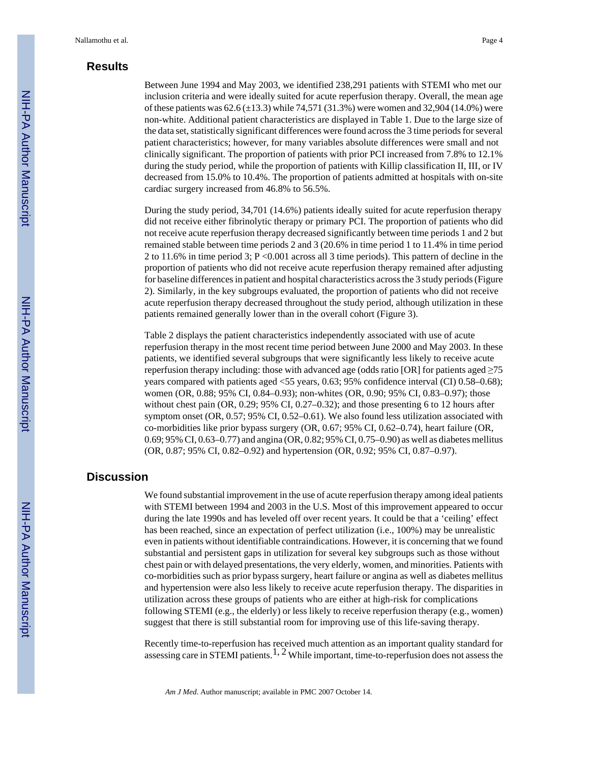## Results

Between June 1994 and May 2003, we identified 238,291 patients with STEMI who met our inclusion criteria and were ideally suited for acute reperfusion therapy. Overall, the mean age of these patients was 62.6 (±13.3) while 74,571 (31.3%) were women and 32,904 (14.0%) were non-white. Additional patient characteristics are displayed in Table 1. Due to the large size of the data set, statistically significant differences were found across the 3 time periods for several patient characteristics; however, for many variables absolute differences were small and not clinically significant. The proportion of patients with prior PCI increased from 7.8% to 12.1% during the study period, while the proportion of patients with Killip classification II, III, or IV decreased from 15.0% to 10.4%. The proportion of patients admitted at hospitals with on-site cardiac surgery increased from 46.8% to 56.5%.

During the study period, 34,701 (14.6%) patients ideally suited for acute reperfusion therapy did not receive either fibrinolytic therapy or primary PCI. The proportion of patients who did not receive acute reperfusion therapy decreased significantly between time periods 1 and 2 but remained stable between time periods 2 and 3 (20.6% in time period 1 to 11.4% in time period 2 to 11.6% in time period 3; $P < 0.001$ across all 3 time periods). This pattern of decline in the proportion of patients who did not receive acute reperfusion therapy remained after adjusting for baseline differences in patient and hospital characteristics across the 3 study periods (Figure 2). Similarly, in the key subgroups evaluated, the proportion of patients who did not receive acute reperfusion therapy decreased throughout the study period, although utilization in these patients remained generally lower than in the overall cohort (Figure 3).

Table 2 displays the patient characteristics independently associated with use of acute reperfusion therapy in the most recent time period between June 2000 and May 2003. In these patients, we identified several subgroups that were significantly less likely to receive acute reperfusion therapy including: those with advanced age (odds ratio [OR] for patients aged ≥75 years compared with patients aged <55 years, 0.63; 95% confidence interval (CI) 0.58–0.68); women (OR, 0.88; 95% CI, 0.84–0.93); non-whites (OR, 0.90; 95% CI, 0.83–0.97); those without chest pain (OR, 0.29; 95% CI, 0.27–0.32); and those presenting 6 to 12 hours after symptom onset (OR, 0.57; 95% CI, 0.52–0.61). We also found less utilization associated with co-morbidities like prior bypass surgery (OR, 0.67; 95% CI, 0.62–0.74), heart failure (OR, 0.69; 95% CI, 0.63–0.77) and angina (OR, 0.82; 95% CI, 0.75–0.90) as well as diabetes mellitus (OR, 0.87; 95% CI, 0.82–0.92) and hypertension (OR, 0.92; 95% CI, 0.87–0.97).

## Discussion

We found substantial improvement in the use of acute reperfusion therapy among ideal patients with STEMI between 1994 and 2003 in the U.S. Most of this improvement appeared to occur during the late 1990s and has leveled off over recent years. It could be that a 'ceiling' effect has been reached, since an expectation of perfect utilization (i.e., 100%) may be unrealistic even in patients without identifiable contraindications. However, it is concerning that we found substantial and persistent gaps in utilization for several key subgroups such as those without chest pain or with delayed presentations, the very elderly, women, and minorities. Patients with co-morbidities such as prior bypass surgery, heart failure or angina as well as diabetes mellitus and hypertension were also less likely to receive acute reperfusion therapy. The disparities in utilization across these groups of patients who are either at high-risk for complications following STEMI (e.g., the elderly) or less likely to receive reperfusion therapy (e.g., women) suggest that there is still substantial room for improving use of this life-saving therapy.

Recently time-to-reperfusion has received much attention as an important quality standard for assessing care in STEMI patients.[1, 2] While important, time-to-reperfusion does not assess the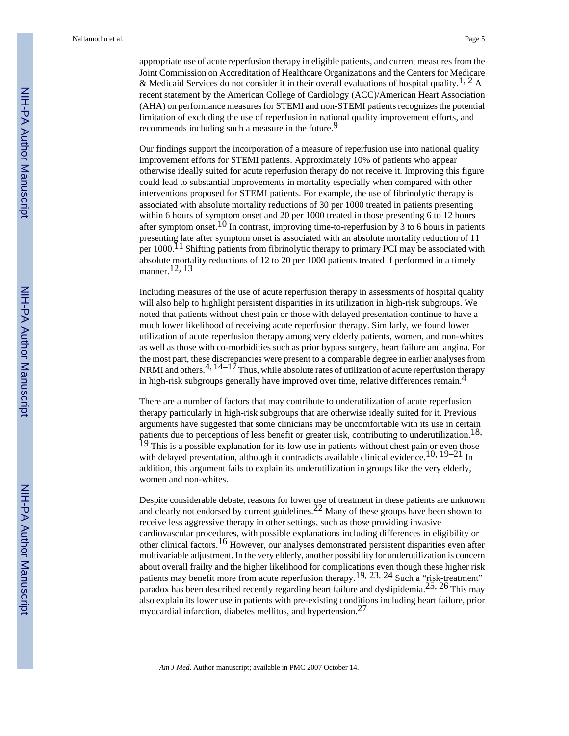appropriate use of acute reperfusion therapy in eligible patients, and current measures from the Joint Commission on Accreditation of Healthcare Organizations and the Centers for Medicare & Medicaid Services do not consider it in their overall evaluations of hospital quality.[1, 2] A recent statement by the American College of Cardiology (ACC)/American Heart Association (AHA) on performance measures for STEMI and non-STEMI patients recognizes the potential limitation of excluding the use of reperfusion in national quality improvement efforts, and recommends including such a measure in the future.[9]

Our findings support the incorporation of a measure of reperfusion use into national quality improvement efforts for STEMI patients. Approximately 10% of patients who appear otherwise ideally suited for acute reperfusion therapy do not receive it. Improving this figure could lead to substantial improvements in mortality especially when compared with other interventions proposed for STEMI patients. For example, the use of fibrinolytic therapy is associated with absolute mortality reductions of 30 per 1000 treated in patients presenting within 6 hours of symptom onset and 20 per 1000 treated in those presenting 6 to 12 hours after symptom onset.[10] In contrast, improving time-to-reperfusion by 3 to 6 hours in patients presenting late after symptom onset is associated with an absolute mortality reduction of 11 per 1000.[11] Shifting patients from fibrinolytic therapy to primary PCI may be associated with absolute mortality reductions of 12 to 20 per 1000 patients treated if performed in a timely manner.[12, 13]

Including measures of the use of acute reperfusion therapy in assessments of hospital quality will also help to highlight persistent disparities in its utilization in high-risk subgroups. We noted that patients without chest pain or those with delayed presentation continue to have a much lower likelihood of receiving acute reperfusion therapy. Similarly, we found lower utilization of acute reperfusion therapy among very elderly patients, women, and non-whites as well as those with co-morbidities such as prior bypass surgery, heart failure and angina. For the most part, these discrepancies were present to a comparable degree in earlier analyses from NRMI and others.[4, 14–17] Thus, while absolute rates of utilization of acute reperfusion therapy in high-risk subgroups generally have improved over time, relative differences remain.[4]

There are a number of factors that may contribute to underutilization of acute reperfusion therapy particularly in high-risk subgroups that are otherwise ideally suited for it. Previous arguments have suggested that some clinicians may be uncomfortable with its use in certain patients due to perceptions of less benefit or greater risk, contributing to underutilization.[18, 19] This is a possible explanation for its low use in patients without chest pain or even those with delayed presentation, although it contradicts available clinical evidence.[10, 19–21] In addition, this argument fails to explain its underutilization in groups like the very elderly, women and non-whites.

Despite considerable debate, reasons for lower use of treatment in these patients are unknown and clearly not endorsed by current guidelines.[22] Many of these groups have been shown to receive less aggressive therapy in other settings, such as those providing invasive cardiovascular procedures, with possible explanations including differences in eligibility or other clinical factors.[16] However, our analyses demonstrated persistent disparities even after multivariable adjustment. In the very elderly, another possibility for underutilization is concern about overall frailty and the higher likelihood for complications even though these higher risk patients may benefit more from acute reperfusion therapy.[19, 23, 24] Such a "risk-treatment" paradox has been described recently regarding heart failure and dyslipidemia.[25, 26] This may also explain its lower use in patients with pre-existing conditions including heart failure, prior myocardial infarction, diabetes mellitus, and hypertension.[27]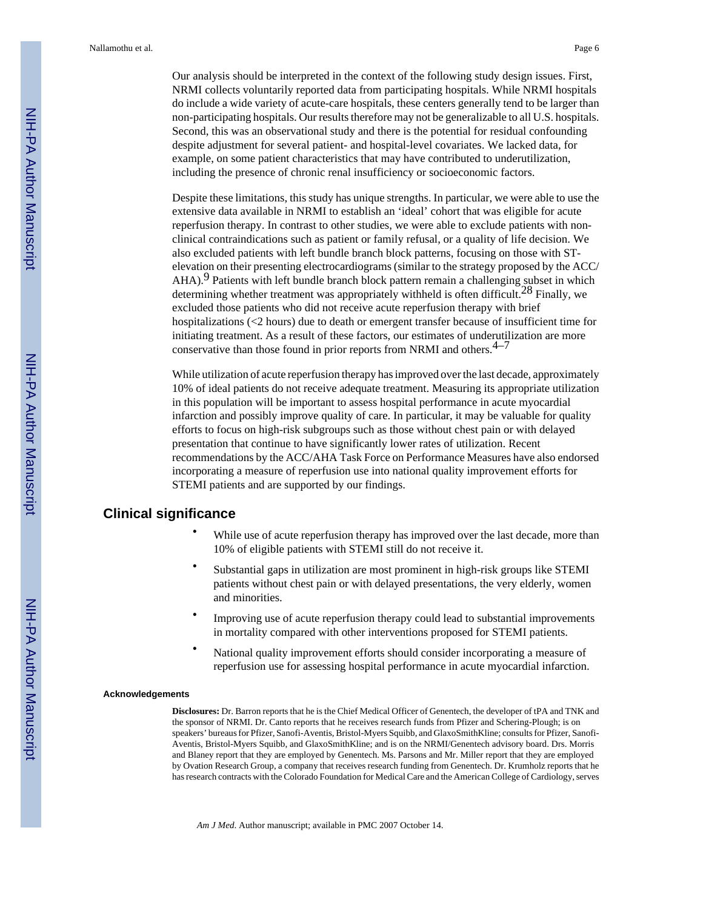Our analysis should be interpreted in the context of the following study design issues. First, NRMI collects voluntarily reported data from participating hospitals. While NRMI hospitals do include a wide variety of acute-care hospitals, these centers generally tend to be larger than non-participating hospitals. Our results therefore may not be generalizable to all U.S. hospitals. Second, this was an observational study and there is the potential for residual confounding despite adjustment for several patient- and hospital-level covariates. We lacked data, for example, on some patient characteristics that may have contributed to underutilization, including the presence of chronic renal insufficiency or socioeconomic factors.

Despite these limitations, this study has unique strengths. In particular, we were able to use the extensive data available in NRMI to establish an 'ideal' cohort that was eligible for acute reperfusion therapy. In contrast to other studies, we were able to exclude patients with non-clinical contraindications such as patient or family refusal, or a quality of life decision. We also excluded patients with left bundle branch block patterns, focusing on those with ST-elevation on their presenting electrocardiograms (similar to the strategy proposed by the ACC/AHA).[9] Patients with left bundle branch block pattern remain a challenging subset in which determining whether treatment was appropriately withheld is often difficult.[28] Finally, we excluded those patients who did not receive acute reperfusion therapy with brief hospitalizations (<2 hours) due to death or emergent transfer because of insufficient time for initiating treatment. As a result of these factors, our estimates of underutilization are more conservative than those found in prior reports from NRMI and others.[4–7]

While utilization of acute reperfusion therapy has improved over the last decade, approximately 10% of ideal patients do not receive adequate treatment. Measuring its appropriate utilization in this population will be important to assess hospital performance in acute myocardial infarction and possibly improve quality of care. In particular, it may be valuable for quality efforts to focus on high-risk subgroups such as those without chest pain or with delayed presentation that continue to have significantly lower rates of utilization. Recent recommendations by the ACC/AHA Task Force on Performance Measures have also endorsed incorporating a measure of reperfusion use into national quality improvement efforts for STEMI patients and are supported by our findings.

## Clinical significance

- While use of acute reperfusion therapy has improved over the last decade, more than 10% of eligible patients with STEMI still do not receive it.
- Substantial gaps in utilization are most prominent in high-risk groups like STEMI patients without chest pain or with delayed presentations, the very elderly, women and minorities.
- Improving use of acute reperfusion therapy could lead to substantial improvements in mortality compared with other interventions proposed for STEMI patients.
- National quality improvement efforts should consider incorporating a measure of reperfusion use for assessing hospital performance in acute myocardial infarction.

### Acknowledgements

**Disclosures:** Dr. Barron reports that he is the Chief Medical Officer of Genentech, the developer of tPA and TNK and the sponsor of NRMI. Dr. Canto reports that he receives research funds from Pfizer and Schering-Plough; is on speakers' bureaus for Pfizer, Sanofi-Aventis, Bristol-Myers Squibb, and GlaxoSmithKline; consults for Pfizer, Sanofi-Aventis, Bristol-Myers Squibb, and GlaxoSmithKline; and is on the NRMI/Genentech advisory board. Drs. Morris and Blaney report that they are employed by Genentech. Ms. Parsons and Mr. Miller report that they are employed by Ovation Research Group, a company that receives research funding from Genentech. Dr. Krumholz reports that he has research contracts with the Colorado Foundation for Medical Care and the American College of Cardiology, serves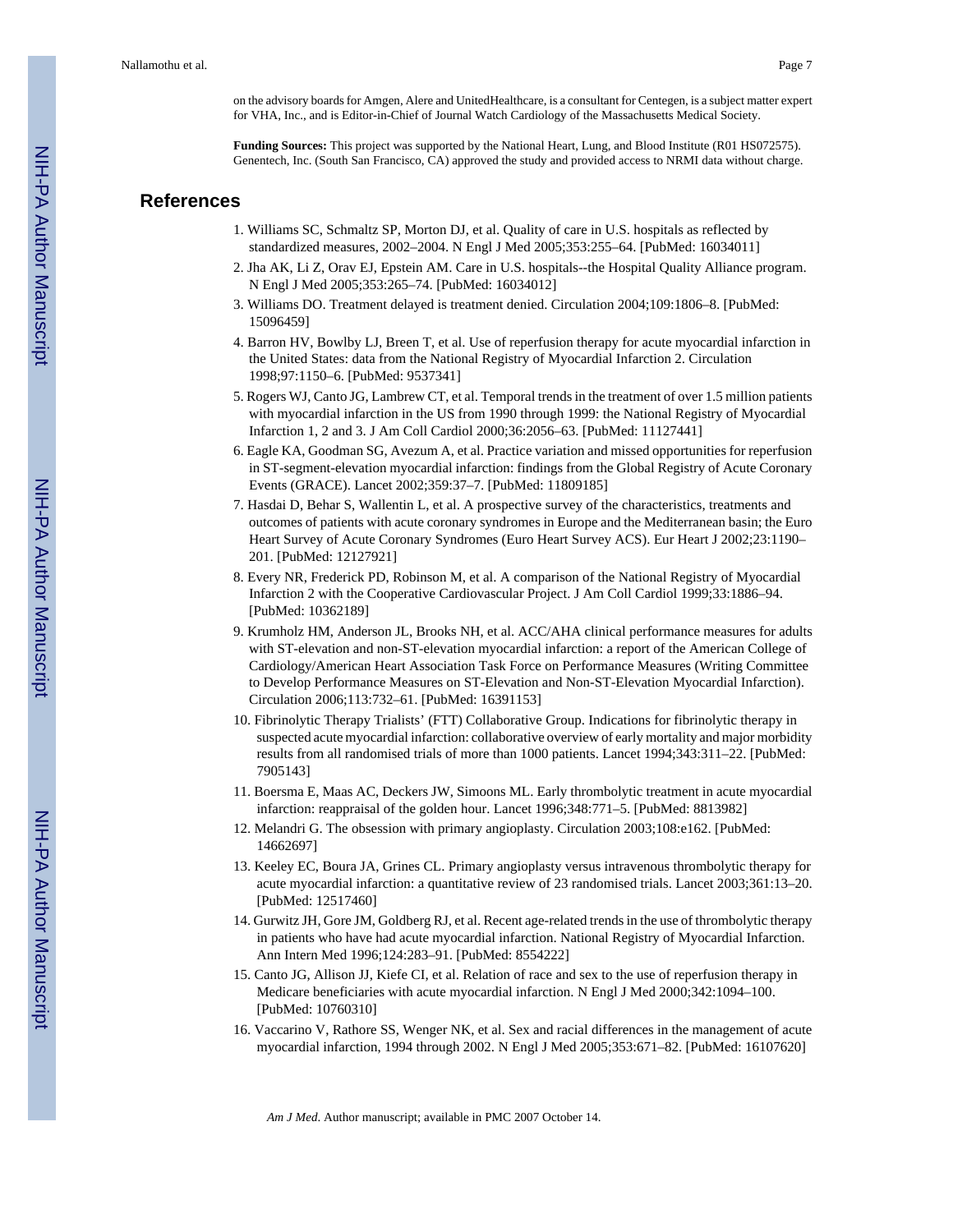on the advisory boards for Amgen, Alere and UnitedHealthcare, is a consultant for Centegen, is a subject matter expert for VHA, Inc., and is Editor-in-Chief of Journal Watch Cardiology of the Massachusetts Medical Society.

**Funding Sources:** This project was supported by the National Heart, Lung, and Blood Institute (R01 HS072575). Genentech, Inc. (South San Francisco, CA) approved the study and provided access to NRMI data without charge.

## References

1. Williams SC, Schmaltz SP, Morton DJ, et al. Quality of care in U.S. hospitals as reflected by standardized measures, 2002–2004. N Engl J Med 2005;353:255–64. [PubMed: 16034011]
2. Jha AK, Li Z, Orav EJ, Epstein AM. Care in U.S. hospitals--the Hospital Quality Alliance program. N Engl J Med 2005;353:265–74. [PubMed: 16034012]
3. Williams DO. Treatment delayed is treatment denied. Circulation 2004;109:1806–8. [PubMed: 15096459]
4. Barron HV, Bowlby LJ, Breen T, et al. Use of reperfusion therapy for acute myocardial infarction in the United States: data from the National Registry of Myocardial Infarction 2. Circulation 1998;97:1150–6. [PubMed: 9537341]
5. Rogers WJ, Canto JG, Lambrew CT, et al. Temporal trends in the treatment of over 1.5 million patients with myocardial infarction in the US from 1990 through 1999: the National Registry of Myocardial Infarction 1, 2 and 3. J Am Coll Cardiol 2000;36:2056–63. [PubMed: 11127441]
6. Eagle KA, Goodman SG, Avezum A, et al. Practice variation and missed opportunities for reperfusion in ST-segment-elevation myocardial infarction: findings from the Global Registry of Acute Coronary Events (GRACE). Lancet 2002;359:37–7. [PubMed: 11809185]
7. Hasdai D, Behar S, Wallentin L, et al. A prospective survey of the characteristics, treatments and outcomes of patients with acute coronary syndromes in Europe and the Mediterranean basin; the Euro Heart Survey of Acute Coronary Syndromes (Euro Heart Survey ACS). Eur Heart J 2002;23:1190–201. [PubMed: 12127921]
8. Every NR, Frederick PD, Robinson M, et al. A comparison of the National Registry of Myocardial Infarction 2 with the Cooperative Cardiovascular Project. J Am Coll Cardiol 1999;33:1886–94. [PubMed: 10362189]
9. Krumholz HM, Anderson JL, Brooks NH, et al. ACC/AHA clinical performance measures for adults with ST-elevation and non-ST-elevation myocardial infarction: a report of the American College of Cardiology/American Heart Association Task Force on Performance Measures (Writing Committee to Develop Performance Measures on ST-Elevation and Non-ST-Elevation Myocardial Infarction). Circulation 2006;113:732–61. [PubMed: 16391153]
10. Fibrinolytic Therapy Trialists' (FTT) Collaborative Group. Indications for fibrinolytic therapy in suspected acute myocardial infarction: collaborative overview of early mortality and major morbidity results from all randomised trials of more than 1000 patients. Lancet 1994;343:311–22. [PubMed: 7905143]
11. Boersma E, Maas AC, Deckers JW, Simoons ML. Early thrombolytic treatment in acute myocardial infarction: reappraisal of the golden hour. Lancet 1996;348:771–5. [PubMed: 8813982]
12. Melandri G. The obsession with primary angioplasty. Circulation 2003;108:e162. [PubMed: 14662697]
13. Keeley EC, Boura JA, Grines CL. Primary angioplasty versus intravenous thrombolytic therapy for acute myocardial infarction: a quantitative review of 23 randomised trials. Lancet 2003;361:13–20. [PubMed: 12517460]
14. Gurwitz JH, Gore JM, Goldberg RJ, et al. Recent age-related trends in the use of thrombolytic therapy in patients who have had acute myocardial infarction. National Registry of Myocardial Infarction. Ann Intern Med 1996;124:283–91. [PubMed: 8554222]
15. Canto JG, Allison JJ, Kiefe CI, et al. Relation of race and sex to the use of reperfusion therapy in Medicare beneficiaries with acute myocardial infarction. N Engl J Med 2000;342:1094–100. [PubMed: 10760310]
16. Vaccarino V, Rathore SS, Wenger NK, et al. Sex and racial differences in the management of acute myocardial infarction, 1994 through 2002. N Engl J Med 2005;353:671–82. [PubMed: 16107620]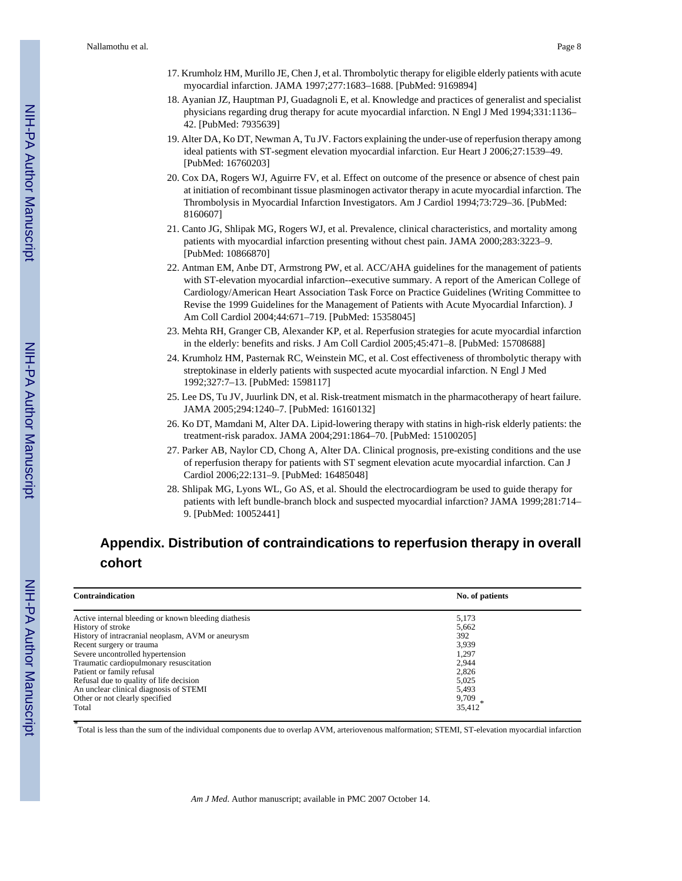17. Krumholz HM, Murillo JE, Chen J, et al. Thrombolytic therapy for eligible elderly patients with acute myocardial infarction. JAMA 1997;277:1683–1688. [PubMed: 9169894]
18. Ayanian JZ, Hauptman PJ, Guadagnoli E, et al. Knowledge and practices of generalist and specialist physicians regarding drug therapy for acute myocardial infarction. N Engl J Med 1994;331:1136–42. [PubMed: 7935639]
19. Alter DA, Ko DT, Newman A, Tu JV. Factors explaining the under-use of reperfusion therapy among ideal patients with ST-segment elevation myocardial infarction. Eur Heart J 2006;27:1539–49. [PubMed: 16760203]
20. Cox DA, Rogers WJ, Aguirre FV, et al. Effect on outcome of the presence or absence of chest pain at initiation of recombinant tissue plasminogen activator therapy in acute myocardial infarction. The Thrombolysis in Myocardial Infarction Investigators. Am J Cardiol 1994;73:729–36. [PubMed: 8160607]
21. Canto JG, Shlipak MG, Rogers WJ, et al. Prevalence, clinical characteristics, and mortality among patients with myocardial infarction presenting without chest pain. JAMA 2000;283:3223–9. [PubMed: 10866870]
22. Antman EM, Anbe DT, Armstrong PW, et al. ACC/AHA guidelines for the management of patients with ST-elevation myocardial infarction--executive summary. A report of the American College of Cardiology/American Heart Association Task Force on Practice Guidelines (Writing Committee to Revise the 1999 Guidelines for the Management of Patients with Acute Myocardial Infarction). J Am Coll Cardiol 2004;44:671–719. [PubMed: 15358045]
23. Mehta RH, Granger CB, Alexander KP, et al. Reperfusion strategies for acute myocardial infarction in the elderly: benefits and risks. J Am Coll Cardiol 2005;45:471–8. [PubMed: 15708688]
24. Krumholz HM, Pasternak RC, Weinstein MC, et al. Cost effectiveness of thrombolytic therapy with streptokinase in elderly patients with suspected acute myocardial infarction. N Engl J Med 1992;327:7–13. [PubMed: 1598117]
25. Lee DS, Tu JV, Juurlink DN, et al. Risk-treatment mismatch in the pharmacotherapy of heart failure. JAMA 2005;294:1240–7. [PubMed: 16160132]
26. Ko DT, Mamdani M, Alter DA. Lipid-lowering therapy with statins in high-risk elderly patients: the treatment-risk paradox. JAMA 2004;291:1864–70. [PubMed: 15100205]
27. Parker AB, Naylor CD, Chong A, Alter DA. Clinical prognosis, pre-existing conditions and the use of reperfusion therapy for patients with ST segment elevation acute myocardial infarction. Can J Cardiol 2006;22:131–9. [PubMed: 16485048]
28. Shlipak MG, Lyons WL, Go AS, et al. Should the electrocardiogram be used to guide therapy for patients with left bundle-branch block and suspected myocardial infarction? JAMA 1999;281:714–9. [PubMed: 10052441]

## Appendix. Distribution of contraindications to reperfusion therapy in overall cohort

| Contraindication | No. of patients |
|---|---|
| Active internal bleeding or known bleeding diathesis | 5,173 |
| History of stroke | 5,662 |
| History of intracranial neoplasm, AVM or aneurysm | 392 |
| Recent surgery or trauma | 3,939 |
| Severe uncontrolled hypertension | 1,297 |
| Traumatic cardiopulmonary resuscitation | 2,944 |
| Patient or family refusal | 2,826 |
| Refusal due to quality of life decision | 5,025 |
| An unclear clinical diagnosis of STEMI | 5,493 |
| Other or not clearly specified | 9,709 |
| Total | 35,412* |

*Total is less than the sum of the individual components due to overlap AVM, arteriovenous malformation; STEMI, ST-elevation myocardial infarction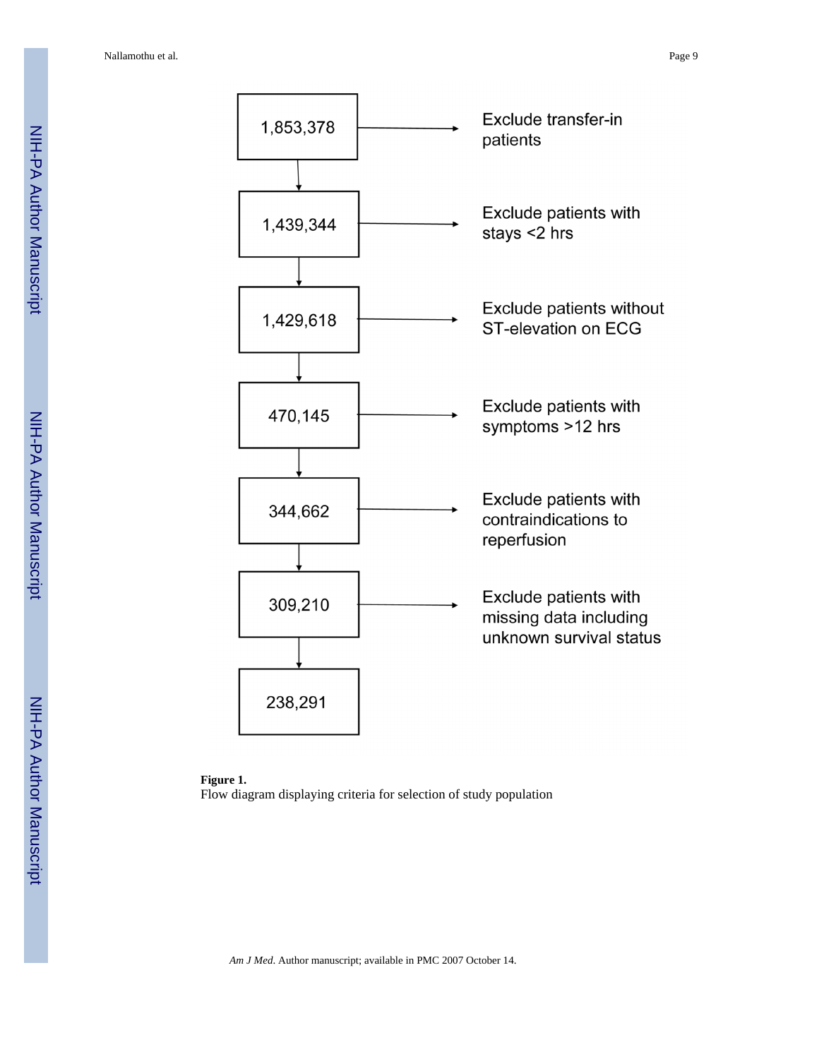| Patients | Exclusion criterion |
| --- | --- |
| 1,853,378 | Exclude transfer-in patients |
| 1,439,344 | Exclude patients with stays <2 hrs |
| 1,429,618 | Exclude patients without ST-elevation on ECG |
| 470,145 | Exclude patients with symptoms >12 hrs |
| 344,662 | Exclude patients with contraindications to reperfusion |
| 309,210 | Exclude patients with missing data including unknown survival status |
| 238,291 | |

**Figure 1.**

Flow diagram displaying criteria for selection of study population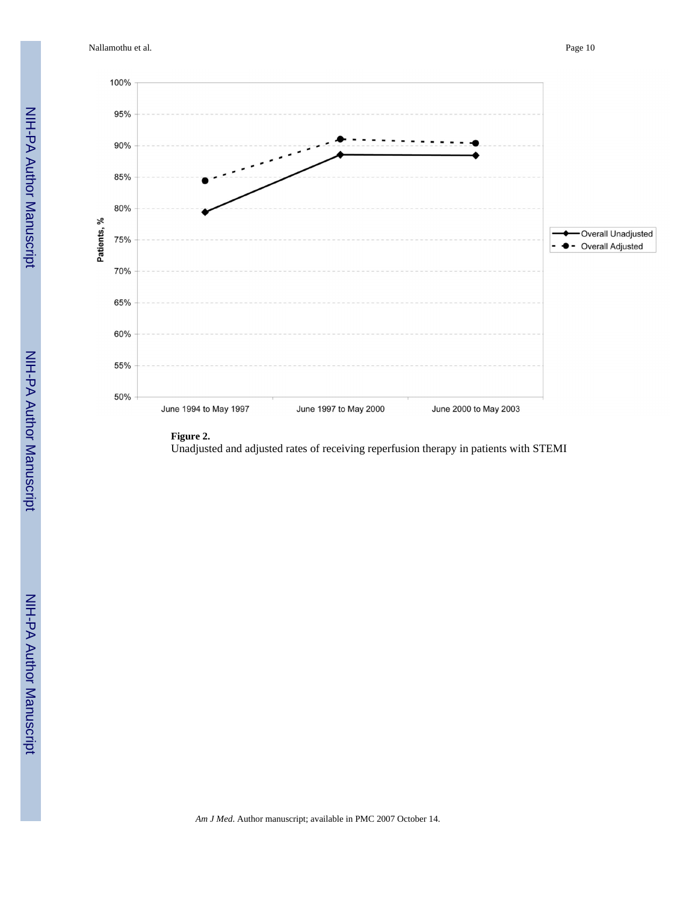**Figure 2.**

Unadjusted and adjusted rates of receiving reperfusion therapy in patients with STEMI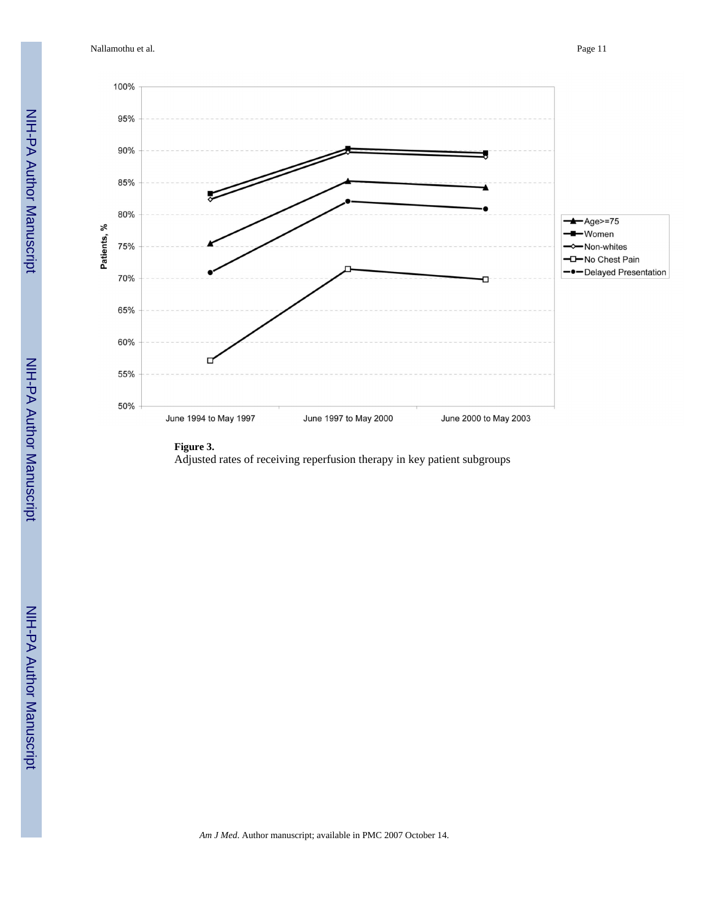**Figure 3.**

Adjusted rates of receiving reperfusion therapy in key patient subgroups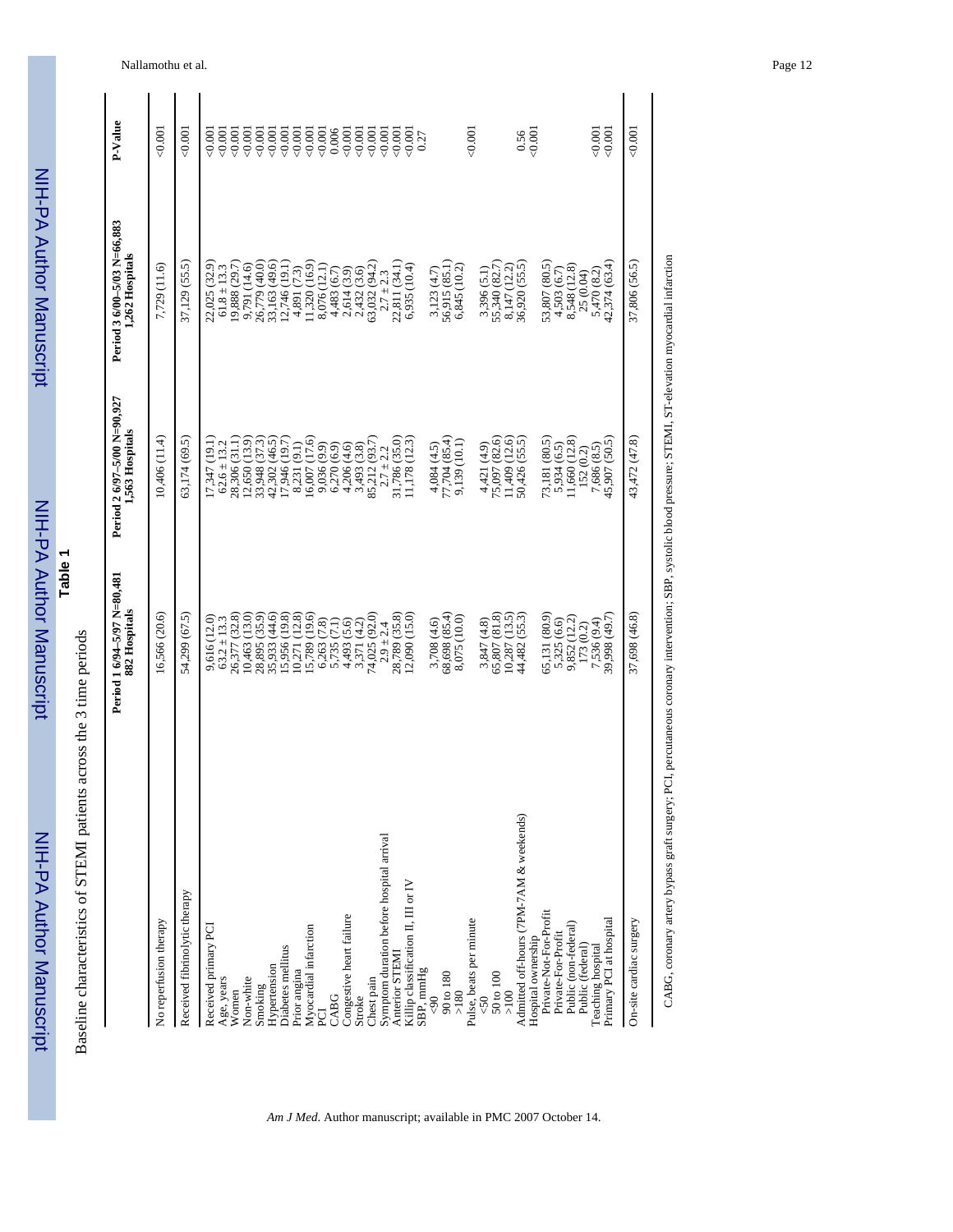**Table 1**

Baseline characteristics of STEMI patients across the 3 time periods

| | Period 1 6/94–5/97 N=80,481 882 Hospitals | Period 2 6/97–5/00 N=90,927 1,563 Hospitals | Period 3 6/00–5/03 N=66,883 1,262 Hospitals | P-Value |
|---|---|---|---|---|
| No reperfusion therapy | 16,566 (20.6) | 10,406 (11.4) | 7,729 (11.6) | <0.001 |
| Received fibrinolytic therapy | 54,299 (67.5) | 63,174 (69.5) | 37,129 (55.5) | <0.001 |
| Received primary PCI | 9,616 (12.0) | 17,347 (19.1) | 22,025 (32.9) | <0.001 |
| Age, years | 63.2 ± 13.3 | 62.6 ± 13.2 | 61.8 ± 13.3 | <0.001 |
| Women | 26,377 (32.8) | 28,306 (31.1) | 19,888 (29.7) | <0.001 |
| Non-white | 10,463 (13.0) | 12,650 (13.9) | 9,791 (14.6) | <0.001 |
| Smoking | 28,895 (35.9) | 33,948 (37.3) | 26,779 (40.0) | <0.001 |
| Hypertension | 35,933 (44.6) | 42,302 (46.5) | 33,163 (49.6) | <0.001 |
| Diabetes mellitus | 15,956 (19.8) | 17,946 (19.7) | 12,746 (19.1) | <0.001 |
| Prior angina | 10,271 (12.8) | 8,231 (9.1) | 4,891 (7.3) | <0.001 |
| Myocardial infarction | 15,789 (19.6) | 16,007 (17.6) | 11,320 (16.9) | <0.001 |
| PCI | 6,263 (7.8) | 9,036 (9.9) | 8,076 (12.1) | <0.001 |
| CABG | 5,735 (7.1) | 6,270 (6.9) | 4,483 (6.7) | 0.006 |
| Congestive heart failure | 4,493 (5.6) | 4,206 (4.6) | 2,614 (3.9) | <0.001 |
| Stroke | 3,371 (4.2) | 3,493 (3.8) | 2,432 (3.6) | <0.001 |
| Chest pain | 74,025 (92.0) | 85,212 (93.7) | 63,032 (94.2) | <0.001 |
| Symptom duration before hospital arrival | 2.9 ± 2.4 | 2.7 ± 2.2 | 2.7 ± 2.3 | <0.001 |
| Anterior STEMI | 28,789 (35.8) | 31,786 (35.0) | 22,811 (34.1) | <0.001 |
| Killip classification II, III or IV | 12,090 (15.0) | 11,178 (12.3) | 6,935 (10.4) | <0.001 |
| SBP, mmHg | | | | 0.27 |
| <90 | 3,708 (4.6) | 4,084 (4.5) | 3,123 (4.7) | |
| 90 to 180 | 68,698 (85.4) | 77,704 (85.4) | 56,915 (85.1) | |
| >180 | 8,075 (10.0) | 9,139 (10.1) | 6,845 (10.2) | |
| Pulse, beats per minute | | | | <0.001 |
| <50 | 3,847 (4.8) | 4,421 (4.9) | 3,396 (5.1) | |
| 50 to 100 | 65,807 (81.8) | 75,097 (82.6) | 55,340 (82.7) | |
| >100 | 10,287 (13.5) | 11,409 (12.6) | 8,147 (12.2) | |
| Admitted off-hours (7PM-7AM & weekends) | 44,482 (55.3) | 50,426 (55.5) | 36,920 (55.5) | 0.56 |
| Hospital ownership | | | | <0.001 |
| Private-Not-For-Profit | 65,131 (80.9) | 73,181 (80.5) | 53,807 (80.5) | |
| Private-For-Profit | 5,325 (6.6) | 5,934 (6.5) | 4,503 (6.7) | |
| Public (non-federal) | 9,852 (12.2) | 11,660 (12.8) | 8,548 (12.8) | |
| Public (federal) | 173 (0.2) | 152 (0.2) | 25 (0.04) | |
| Teaching hospital | 7,536 (9.4) | 7,686 (8.5) | 5,470 (8.2) | <0.001 |
| Primary PCI at hospital | 39,998 (49.7) | 45,907 (50.5) | 42,374 (63.4) | <0.001 |
| On-site cardiac surgery | 37,698 (46.8) | 43,472 (47.8) | 37,806 (56.5) | <0.001 |

CABG, coronary artery bypass graft surgery; PCI, percutaneous coronary intervention; SBP, systolic blood pressure; STEMI, ST-elevation myocardial infarction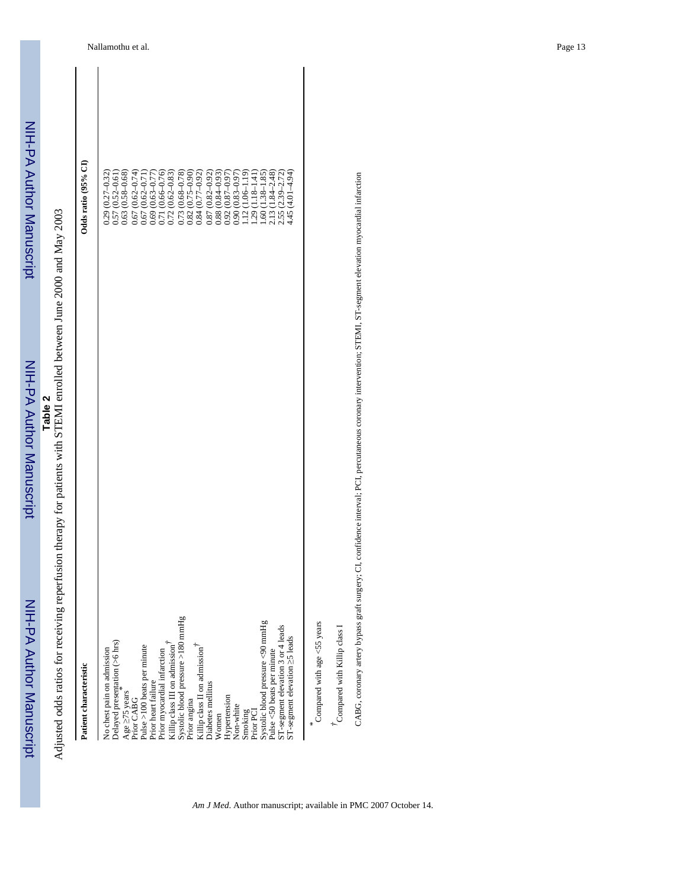**Table 2**

Adjusted odds ratios for receiving reperfusion therapy for patients with STEMI enrolled between June 2000 and May 2003

| Patient characteristic | Odds ratio (95% CI) |
| --- | --- |
| No chest pain on admission | 0.29 (0.27–0.32) |
| Delayed presentation (>6 hrs) | 0.57 (0.52–0.61) |
| Age ≥75 years* | 0.63 (0.58–0.68) |
| Prior CABG | 0.67 (0.62–0.74) |
| Pulse >100 beats per minute | 0.67 (0.62–0.71) |
| Prior heart failure | 0.69 (0.63–0.77) |
| Prior myocardial infarction | 0.71 (0.66–0.76) |
| Killip class III on admission† | 0.72 (0.62–0.83) |
| Systolic blood pressure >180 mmHg | 0.73 (0.68–0.78) |
| Prior angina | 0.82 (0.75–0.90) |
| Killip class II on admission† | 0.84 (0.77–0.92) |
| Diabetes mellitus | 0.87 (0.82–0.92) |
| Women | 0.88 (0.84–0.93) |
| Hypertension | 0.92 (0.87–0.97) |
| Non-white | 0.90 (0.83–0.97) |
| Smoking | 1.12 (1.06–1.19) |
| Prior PCI | 1.29 (1.18–1.41) |
| Systolic blood pressure <90 mmHg | 1.60 (1.38–1.85) |
| Pulse <50 beats per minute | 2.13 (1.84–2.48) |
| ST-segment elevation 3 or 4 leads | 2.55 (2.39–2.72) |
| ST-segment elevation ≥5 leads | 4.45 (4.01–4.94) |

\* Compared with age <55 years

† Compared with Killip class I

CABG, coronary artery bypass graft surgery; CI, confidence interval; PCI, percutaneous coronary intervention; STEMI, ST-segment elevation myocardial infarction